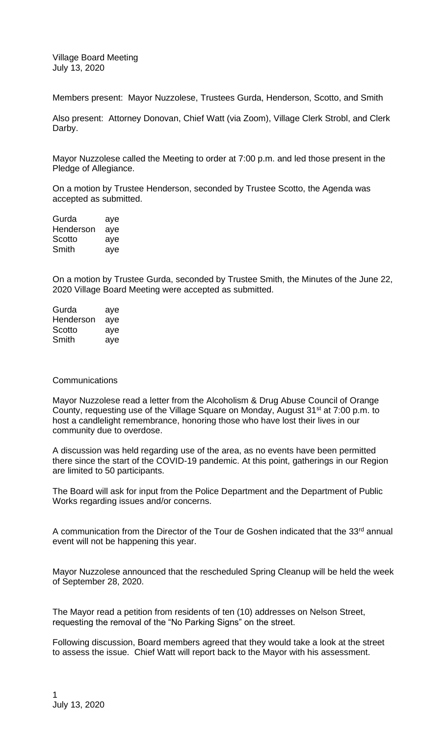Village Board Meeting
July 13, 2020

Members present: Mayor Nuzzolese, Trustees Gurda, Henderson, Scotto, and Smith

Also present: Attorney Donovan, Chief Watt (via Zoom), Village Clerk Strobl, and Clerk Darby.

Mayor Nuzzolese called the Meeting to order at 7:00 p.m. and led those present in the Pledge of Allegiance.

On a motion by Trustee Henderson, seconded by Trustee Scotto, the Agenda was accepted as submitted.

| | |
|---|---|
| Gurda | aye |
| Henderson | aye |
| Scotto | aye |
| Smith | aye |

On a motion by Trustee Gurda, seconded by Trustee Smith, the Minutes of the June 22, 2020 Village Board Meeting were accepted as submitted.

| | |
|---|---|
| Gurda | aye |
| Henderson | aye |
| Scotto | aye |
| Smith | aye |

Communications

Mayor Nuzzolese read a letter from the Alcoholism & Drug Abuse Council of Orange County, requesting use of the Village Square on Monday, August 31st at 7:00 p.m. to host a candlelight remembrance, honoring those who have lost their lives in our community due to overdose.

A discussion was held regarding use of the area, as no events have been permitted there since the start of the COVID-19 pandemic. At this point, gatherings in our Region are limited to 50 participants.

The Board will ask for input from the Police Department and the Department of Public Works regarding issues and/or concerns.

A communication from the Director of the Tour de Goshen indicated that the 33rd annual event will not be happening this year.

Mayor Nuzzolese announced that the rescheduled Spring Cleanup will be held the week of September 28, 2020.

The Mayor read a petition from residents of ten (10) addresses on Nelson Street, requesting the removal of the "No Parking Signs" on the street.

Following discussion, Board members agreed that they would take a look at the street to assess the issue. Chief Watt will report back to the Mayor with his assessment.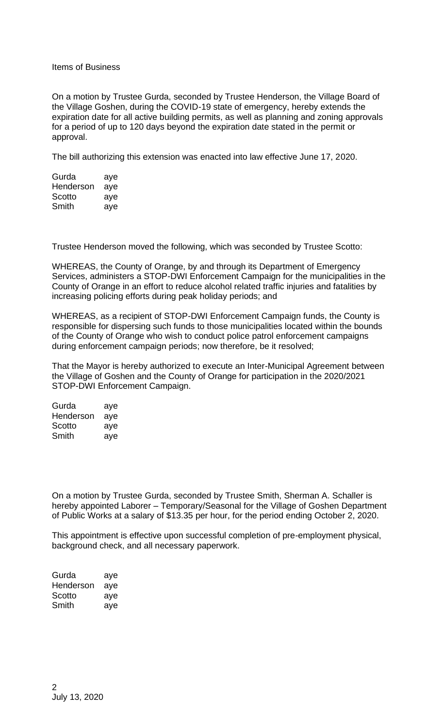Items of Business

On a motion by Trustee Gurda, seconded by Trustee Henderson, the Village Board of the Village Goshen, during the COVID-19 state of emergency, hereby extends the expiration date for all active building permits, as well as planning and zoning approvals for a period of up to 120 days beyond the expiration date stated in the permit or approval.

The bill authorizing this extension was enacted into law effective June 17, 2020.

| | |
|---|---|
| Gurda | aye |
| Henderson | aye |
| Scotto | aye |
| Smith | aye |

Trustee Henderson moved the following, which was seconded by Trustee Scotto:

WHEREAS, the County of Orange, by and through its Department of Emergency Services, administers a STOP-DWI Enforcement Campaign for the municipalities in the County of Orange in an effort to reduce alcohol related traffic injuries and fatalities by increasing policing efforts during peak holiday periods; and

WHEREAS, as a recipient of STOP-DWI Enforcement Campaign funds, the County is responsible for dispersing such funds to those municipalities located within the bounds of the County of Orange who wish to conduct police patrol enforcement campaigns during enforcement campaign periods; now therefore, be it resolved;

That the Mayor is hereby authorized to execute an Inter-Municipal Agreement between the Village of Goshen and the County of Orange for participation in the 2020/2021 STOP-DWI Enforcement Campaign.

| | |
|---|---|
| Gurda | aye |
| Henderson | aye |
| Scotto | aye |
| Smith | aye |

On a motion by Trustee Gurda, seconded by Trustee Smith, Sherman A. Schaller is hereby appointed Laborer – Temporary/Seasonal for the Village of Goshen Department of Public Works at a salary of $13.35 per hour, for the period ending October 2, 2020.

This appointment is effective upon successful completion of pre-employment physical, background check, and all necessary paperwork.

| | |
|---|---|
| Gurda | aye |
| Henderson | aye |
| Scotto | aye |
| Smith | aye |

July 13, 2020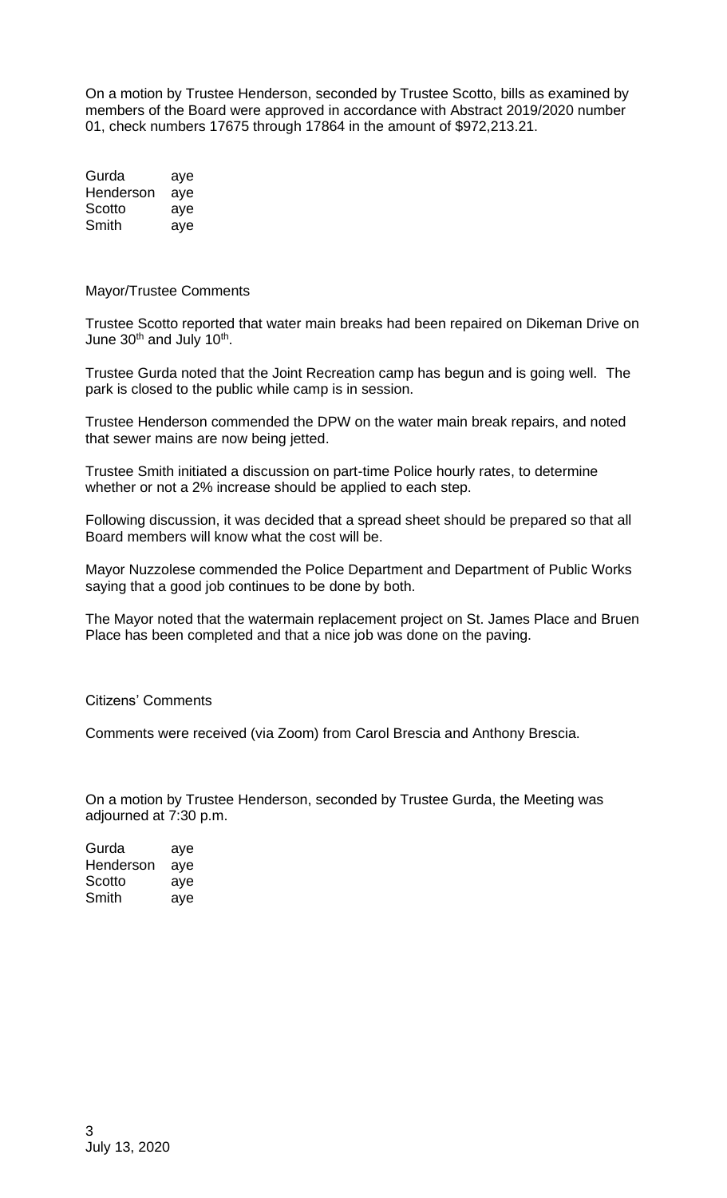On a motion by Trustee Henderson, seconded by Trustee Scotto, bills as examined by members of the Board were approved in accordance with Abstract 2019/2020 number 01, check numbers 17675 through 17864 in the amount of $972,213.21.

| | |
|---|---|
| Gurda | aye |
| Henderson | aye |
| Scotto | aye |
| Smith | aye |

Mayor/Trustee Comments

Trustee Scotto reported that water main breaks had been repaired on Dikeman Drive on June 30th and July 10th.

Trustee Gurda noted that the Joint Recreation camp has begun and is going well. The park is closed to the public while camp is in session.

Trustee Henderson commended the DPW on the water main break repairs, and noted that sewer mains are now being jetted.

Trustee Smith initiated a discussion on part-time Police hourly rates, to determine whether or not a 2% increase should be applied to each step.

Following discussion, it was decided that a spread sheet should be prepared so that all Board members will know what the cost will be.

Mayor Nuzzolese commended the Police Department and Department of Public Works saying that a good job continues to be done by both.

The Mayor noted that the watermain replacement project on St. James Place and Bruen Place has been completed and that a nice job was done on the paving.

Citizens' Comments

Comments were received (via Zoom) from Carol Brescia and Anthony Brescia.

On a motion by Trustee Henderson, seconded by Trustee Gurda, the Meeting was adjourned at 7:30 p.m.

| | |
|---|---|
| Gurda | aye |
| Henderson | aye |
| Scotto | aye |
| Smith | aye |

July 13, 2020